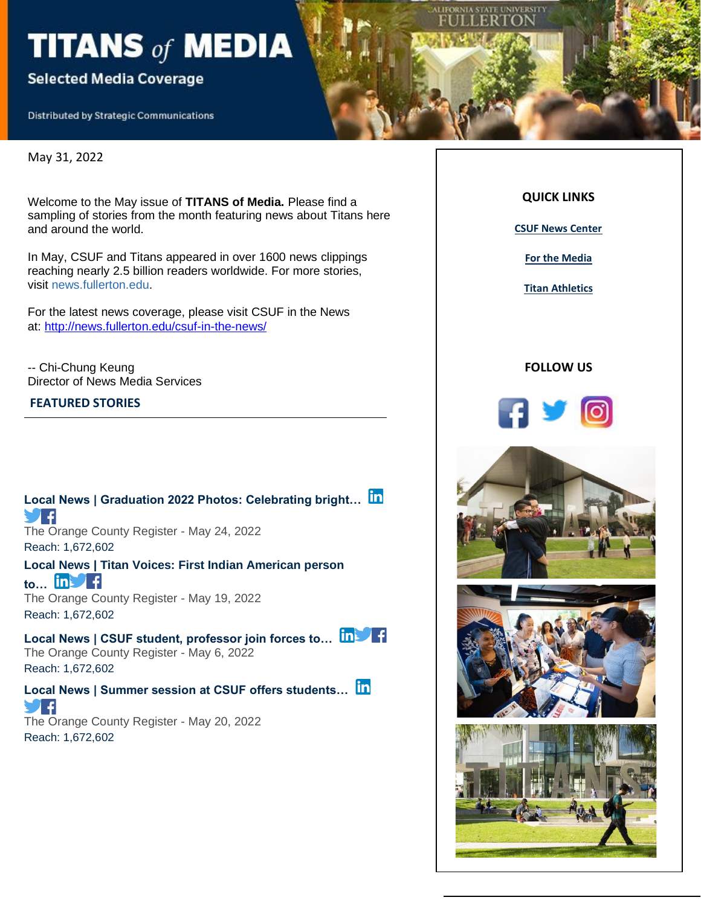# TITANS of MEDIA

**Selected Media Coverage**

Distributed by Strategic Communications

May 31, 2022

Welcome to the May issue of **TITANS of Media.** Please find a sampling of stories from the month featuring news about Titans here and around the world.

In May, CSUF and Titans appeared in over 1600 news clippings reaching nearly 2.5 billion readers worldwide. For more stories, visit news.fullerton.edu.

For the latest news coverage, please visit CSUF in the News at: http://news.fullerton.edu/csuf-in-the-news/

-- Chi-Chung Keung
Director of News Media Services

## FEATURED STORIES

**Local News | Graduation 2022 Photos: Celebrating bright…**
The Orange County Register - May 24, 2022
Reach: 1,672,602

**Local News | Titan Voices: First Indian American person to…**
The Orange County Register - May 19, 2022
Reach: 1,672,602

**Local News | CSUF student, professor join forces to…**
The Orange County Register - May 6, 2022
Reach: 1,672,602

**Local News | Summer session at CSUF offers students…**
The Orange County Register - May 20, 2022
Reach: 1,672,602

### QUICK LINKS

CSUF News Center

For the Media

Titan Athletics

### FOLLOW US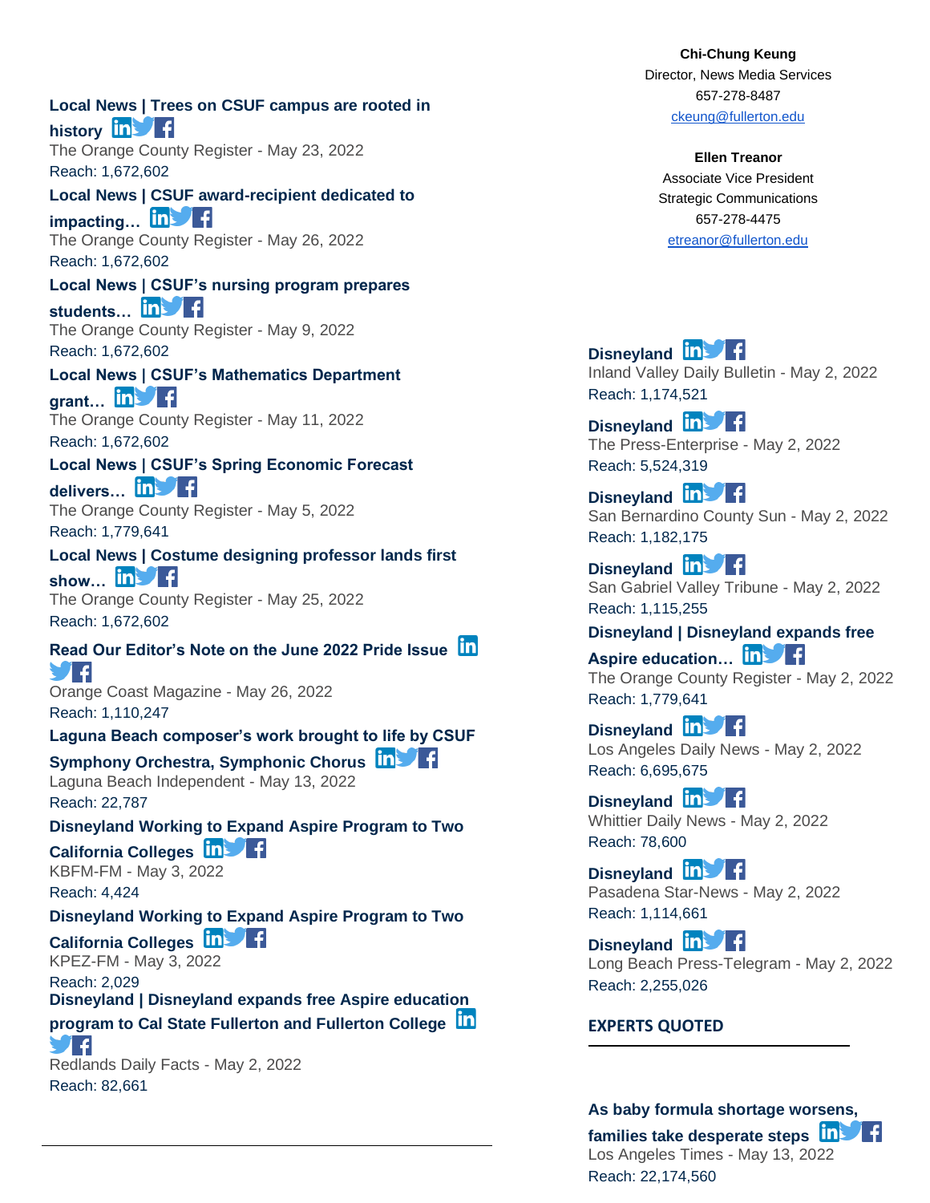**Chi-Chung Keung**
Director, News Media Services
657-278-8487
ckeung@fullerton.edu

**Ellen Treanor**
Associate Vice President
Strategic Communications
657-278-4475
etreanor@fullerton.edu

**Local News | Trees on CSUF campus are rooted in history**
The Orange County Register - May 23, 2022
Reach: 1,672,602

**Local News | CSUF award-recipient dedicated to impacting…**
The Orange County Register - May 26, 2022
Reach: 1,672,602

**Local News | CSUF's nursing program prepares students…**
The Orange County Register - May 9, 2022
Reach: 1,672,602

**Local News | CSUF's Mathematics Department grant…**
The Orange County Register - May 11, 2022
Reach: 1,672,602

**Local News | CSUF's Spring Economic Forecast delivers…**
The Orange County Register - May 5, 2022
Reach: 1,779,641

**Local News | Costume designing professor lands first show…**
The Orange County Register - May 25, 2022
Reach: 1,672,602

**Read Our Editor's Note on the June 2022 Pride Issue**
Orange Coast Magazine - May 26, 2022
Reach: 1,110,247

**Laguna Beach composer's work brought to life by CSUF Symphony Orchestra, Symphonic Chorus**
Laguna Beach Independent - May 13, 2022
Reach: 22,787

**Disneyland Working to Expand Aspire Program to Two California Colleges**
KBFM-FM - May 3, 2022
Reach: 4,424

**Disneyland Working to Expand Aspire Program to Two California Colleges**
KPEZ-FM - May 3, 2022
Reach: 2,029

**Disneyland | Disneyland expands free Aspire education program to Cal State Fullerton and Fullerton College**
Redlands Daily Facts - May 2, 2022
Reach: 82,661

**Disneyland**
Inland Valley Daily Bulletin - May 2, 2022
Reach: 1,174,521

**Disneyland**
The Press-Enterprise - May 2, 2022
Reach: 5,524,319

**Disneyland**
San Bernardino County Sun - May 2, 2022
Reach: 1,182,175

**Disneyland**
San Gabriel Valley Tribune - May 2, 2022
Reach: 1,115,255

**Disneyland | Disneyland expands free Aspire education…**
The Orange County Register - May 2, 2022
Reach: 1,779,641

**Disneyland**
Los Angeles Daily News - May 2, 2022
Reach: 6,695,675

**Disneyland**
Whittier Daily News - May 2, 2022
Reach: 78,600

**Disneyland**
Pasadena Star-News - May 2, 2022
Reach: 1,114,661

**Disneyland**
Long Beach Press-Telegram - May 2, 2022
Reach: 2,255,026

## EXPERTS QUOTED

**As baby formula shortage worsens, families take desperate steps**
Los Angeles Times - May 13, 2022
Reach: 22,174,560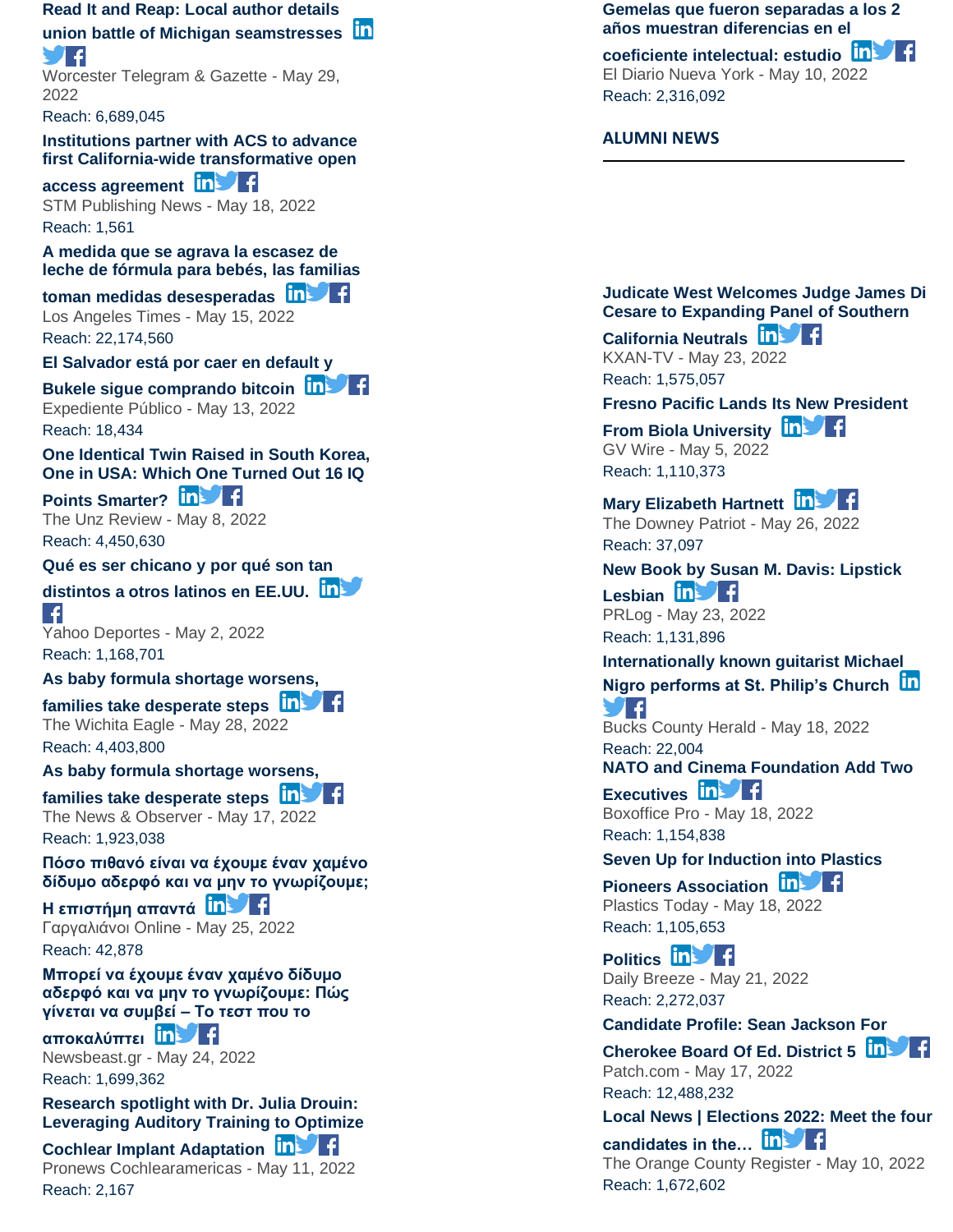**Read It and Reap: Local author details union battle of Michigan seamstresses**
Worcester Telegram & Gazette - May 29, 2022
Reach: 6,689,045

**Institutions partner with ACS to advance first California-wide transformative open access agreement**
STM Publishing News - May 18, 2022
Reach: 1,561

**A medida que se agrava la escasez de leche de fórmula para bebés, las familias toman medidas desesperadas**
Los Angeles Times - May 15, 2022
Reach: 22,174,560

**El Salvador está por caer en default y Bukele sigue comprando bitcoin**
Expediente Público - May 13, 2022
Reach: 18,434

**One Identical Twin Raised in South Korea, One in USA: Which One Turned Out 16 IQ Points Smarter?**
The Unz Review - May 8, 2022
Reach: 4,450,630

**Qué es ser chicano y por qué son tan distintos a otros latinos en EE.UU.**
Yahoo Deportes - May 2, 2022
Reach: 1,168,701

**As baby formula shortage worsens, families take desperate steps**
The Wichita Eagle - May 28, 2022
Reach: 4,403,800

**As baby formula shortage worsens, families take desperate steps**
The News & Observer - May 17, 2022
Reach: 1,923,038

**Πόσο πιθανό είναι να έχουμε έναν χαμένο δίδυμο αδερφό και να μην το γνωρίζουμε; Η επιστήμη απαντά**
Γαργαλιάνοι Online - May 25, 2022
Reach: 42,878

**Μπορεί να έχουμε έναν χαμένο δίδυμο αδερφό και να μην το γνωρίζουμε: Πώς γίνεται να συμβεί – Το τεστ που το αποκαλύπτει**
Newsbeast.gr - May 24, 2022
Reach: 1,699,362

**Research spotlight with Dr. Julia Drouin: Leveraging Auditory Training to Optimize Cochlear Implant Adaptation**
Pronews Cochlearamericas - May 11, 2022
Reach: 2,167

**Gemelas que fueron separadas a los 2 años muestran diferencias en el coeficiente intelectual: estudio**
El Diario Nueva York - May 10, 2022
Reach: 2,316,092

## ALUMNI NEWS

**Judicate West Welcomes Judge James Di Cesare to Expanding Panel of Southern California Neutrals**
KXAN-TV - May 23, 2022
Reach: 1,575,057

**Fresno Pacific Lands Its New President From Biola University**
GV Wire - May 5, 2022
Reach: 1,110,373

**Mary Elizabeth Hartnett**
The Downey Patriot - May 26, 2022
Reach: 37,097

**New Book by Susan M. Davis: Lipstick Lesbian**
PRLog - May 23, 2022
Reach: 1,131,896

**Internationally known guitarist Michael Nigro performs at St. Philip's Church**
Bucks County Herald - May 18, 2022
Reach: 22,004

**NATO and Cinema Foundation Add Two Executives**
Boxoffice Pro - May 18, 2022
Reach: 1,154,838

**Seven Up for Induction into Plastics Pioneers Association**
Plastics Today - May 18, 2022
Reach: 1,105,653

**Politics**
Daily Breeze - May 21, 2022
Reach: 2,272,037

**Candidate Profile: Sean Jackson For Cherokee Board Of Ed. District 5**
Patch.com - May 17, 2022
Reach: 12,488,232

**Local News | Elections 2022: Meet the four candidates in the…**
The Orange County Register - May 10, 2022
Reach: 1,672,602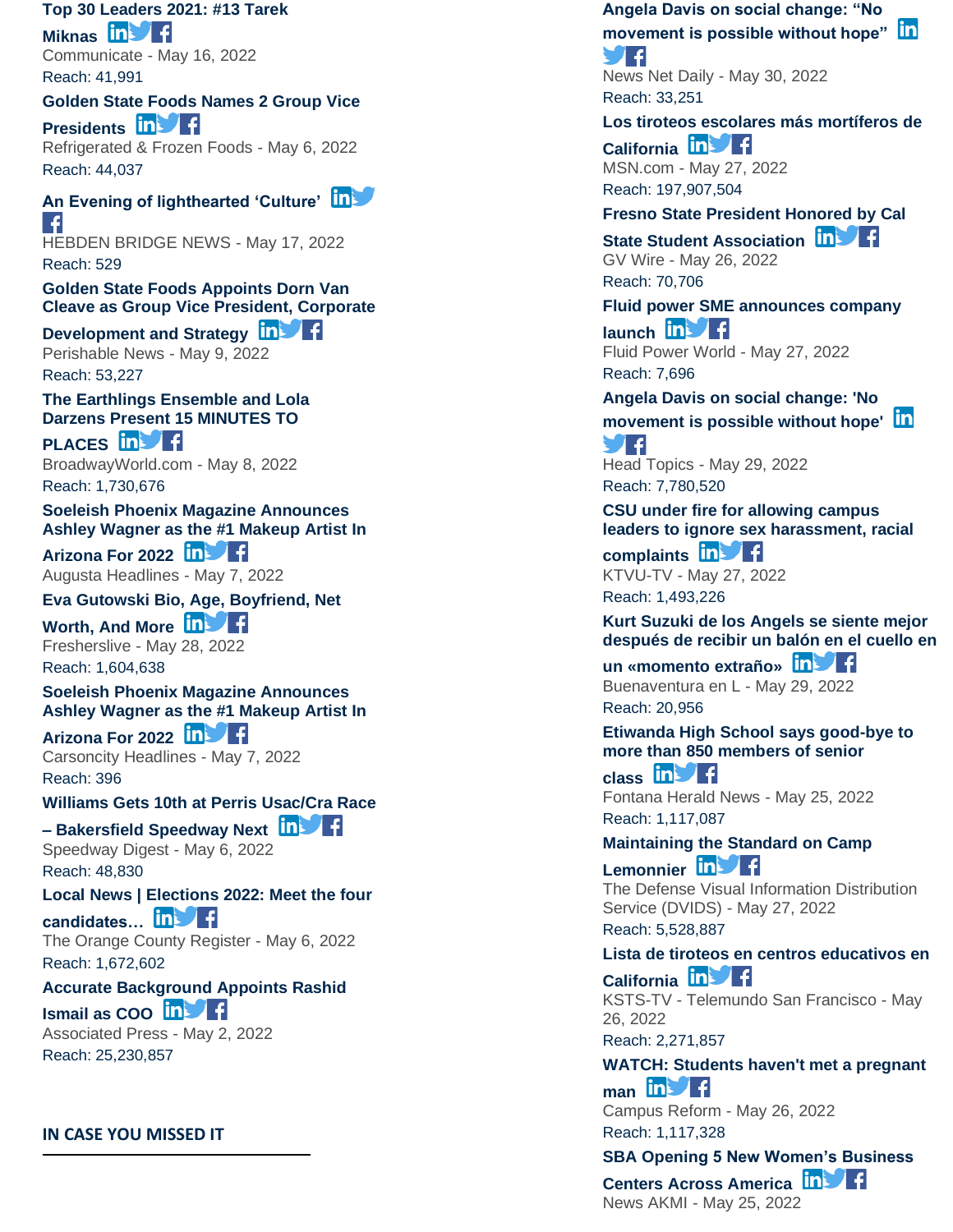**Top 30 Leaders 2021: #13 Tarek Miknas**
Communicate - May 16, 2022
Reach: 41,991

**Golden State Foods Names 2 Group Vice Presidents**
Refrigerated & Frozen Foods - May 6, 2022
Reach: 44,037

**An Evening of lighthearted 'Culture'**
HEBDEN BRIDGE NEWS - May 17, 2022
Reach: 529

**Golden State Foods Appoints Dorn Van Cleave as Group Vice President, Corporate Development and Strategy**
Perishable News - May 9, 2022
Reach: 53,227

**The Earthlings Ensemble and Lola Darzens Present 15 MINUTES TO PLACES**
BroadwayWorld.com - May 8, 2022
Reach: 1,730,676

**Soeleish Phoenix Magazine Announces Ashley Wagner as the #1 Makeup Artist In Arizona For 2022**
Augusta Headlines - May 7, 2022

**Eva Gutowski Bio, Age, Boyfriend, Net Worth, And More**
Fresherslive - May 28, 2022
Reach: 1,604,638

**Soeleish Phoenix Magazine Announces Ashley Wagner as the #1 Makeup Artist In Arizona For 2022**
Carsoncity Headlines - May 7, 2022
Reach: 396

**Williams Gets 10th at Perris Usac/Cra Race – Bakersfield Speedway Next**
Speedway Digest - May 6, 2022
Reach: 48,830

**Local News | Elections 2022: Meet the four candidates…**
The Orange County Register - May 6, 2022
Reach: 1,672,602

**Accurate Background Appoints Rashid Ismail as COO**
Associated Press - May 2, 2022
Reach: 25,230,857

## IN CASE YOU MISSED IT

**Angela Davis on social change: "No movement is possible without hope"**
News Net Daily - May 30, 2022
Reach: 33,251

**Los tiroteos escolares más mortíferos de California**
MSN.com - May 27, 2022
Reach: 197,907,504

**Fresno State President Honored by Cal State Student Association**
GV Wire - May 26, 2022
Reach: 70,706

**Fluid power SME announces company launch**
Fluid Power World - May 27, 2022
Reach: 7,696

**Angela Davis on social change: 'No movement is possible without hope'**
Head Topics - May 29, 2022
Reach: 7,780,520

**CSU under fire for allowing campus leaders to ignore sex harassment, racial complaints**
KTVU-TV - May 27, 2022
Reach: 1,493,226

**Kurt Suzuki de los Angels se siente mejor después de recibir un balón en el cuello en un «momento extraño»**
Buenaventura en L - May 29, 2022
Reach: 20,956

**Etiwanda High School says good-bye to more than 850 members of senior class**
Fontana Herald News - May 25, 2022
Reach: 1,117,087

**Maintaining the Standard on Camp Lemonnier**
The Defense Visual Information Distribution Service (DVIDS) - May 27, 2022
Reach: 5,528,887

**Lista de tiroteos en centros educativos en California**
KSTS-TV - Telemundo San Francisco - May 26, 2022
Reach: 2,271,857

**WATCH: Students haven't met a pregnant man**
Campus Reform - May 26, 2022
Reach: 1,117,328

**SBA Opening 5 New Women's Business Centers Across America**
News AKMI - May 25, 2022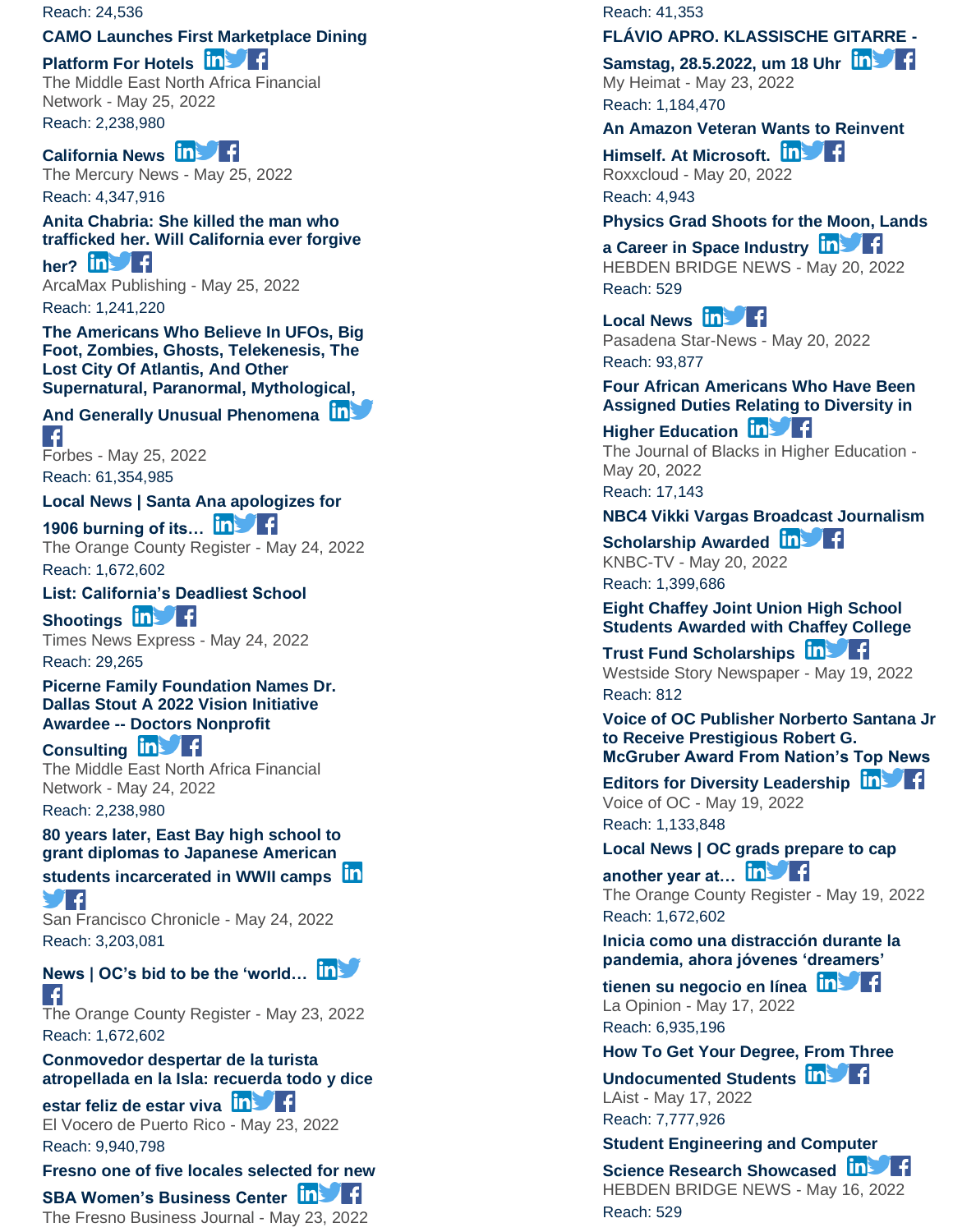Reach: 24,536

**CAMO Launches First Marketplace Dining Platform For Hotels**
The Middle East North Africa Financial Network - May 25, 2022
Reach: 2,238,980

**California News**
The Mercury News - May 25, 2022
Reach: 4,347,916

**Anita Chabria: She killed the man who trafficked her. Will California ever forgive her?**
ArcaMax Publishing - May 25, 2022
Reach: 1,241,220

**The Americans Who Believe In UFOs, Big Foot, Zombies, Ghosts, Telekenesis, The Lost City Of Atlantis, And Other Supernatural, Paranormal, Mythological, And Generally Unusual Phenomena**
Forbes - May 25, 2022
Reach: 61,354,985

**Local News | Santa Ana apologizes for 1906 burning of its…**
The Orange County Register - May 24, 2022
Reach: 1,672,602

**List: California's Deadliest School Shootings**
Times News Express - May 24, 2022
Reach: 29,265

**Picerne Family Foundation Names Dr. Dallas Stout A 2022 Vision Initiative Awardee -- Doctors Nonprofit Consulting**
The Middle East North Africa Financial Network - May 24, 2022
Reach: 2,238,980

**80 years later, East Bay high school to grant diplomas to Japanese American students incarcerated in WWII camps**
San Francisco Chronicle - May 24, 2022
Reach: 3,203,081

**News | OC's bid to be the 'world…**
The Orange County Register - May 23, 2022
Reach: 1,672,602

**Conmovedor despertar de la turista atropellada en la Isla: recuerda todo y dice estar feliz de estar viva**
El Vocero de Puerto Rico - May 23, 2022
Reach: 9,940,798

**Fresno one of five locales selected for new SBA Women's Business Center**
The Fresno Business Journal - May 23, 2022
Reach: 41,353

**FLÁVIO APRO. KLASSISCHE GITARRE - Samstag, 28.5.2022, um 18 Uhr**
My Heimat - May 23, 2022
Reach: 1,184,470

**An Amazon Veteran Wants to Reinvent Himself. At Microsoft.**
Roxxcloud - May 20, 2022
Reach: 4,943

**Physics Grad Shoots for the Moon, Lands a Career in Space Industry**
HEBDEN BRIDGE NEWS - May 20, 2022
Reach: 529

**Local News**
Pasadena Star-News - May 20, 2022
Reach: 93,877

**Four African Americans Who Have Been Assigned Duties Relating to Diversity in Higher Education**
The Journal of Blacks in Higher Education - May 20, 2022
Reach: 17,143

**NBC4 Vikki Vargas Broadcast Journalism Scholarship Awarded**
KNBC-TV - May 20, 2022
Reach: 1,399,686

**Eight Chaffey Joint Union High School Students Awarded with Chaffey College Trust Fund Scholarships**
Westside Story Newspaper - May 19, 2022
Reach: 812

**Voice of OC Publisher Norberto Santana Jr to Receive Prestigious Robert G. McGruber Award From Nation's Top News Editors for Diversity Leadership**
Voice of OC - May 19, 2022
Reach: 1,133,848

**Local News | OC grads prepare to cap another year at…**
The Orange County Register - May 19, 2022
Reach: 1,672,602

**Inicia como una distracción durante la pandemia, ahora jóvenes 'dreamers' tienen su negocio en línea**
La Opinion - May 17, 2022
Reach: 6,935,196

**How To Get Your Degree, From Three Undocumented Students**
LAist - May 17, 2022
Reach: 7,777,926

**Student Engineering and Computer Science Research Showcased**
HEBDEN BRIDGE NEWS - May 16, 2022
Reach: 529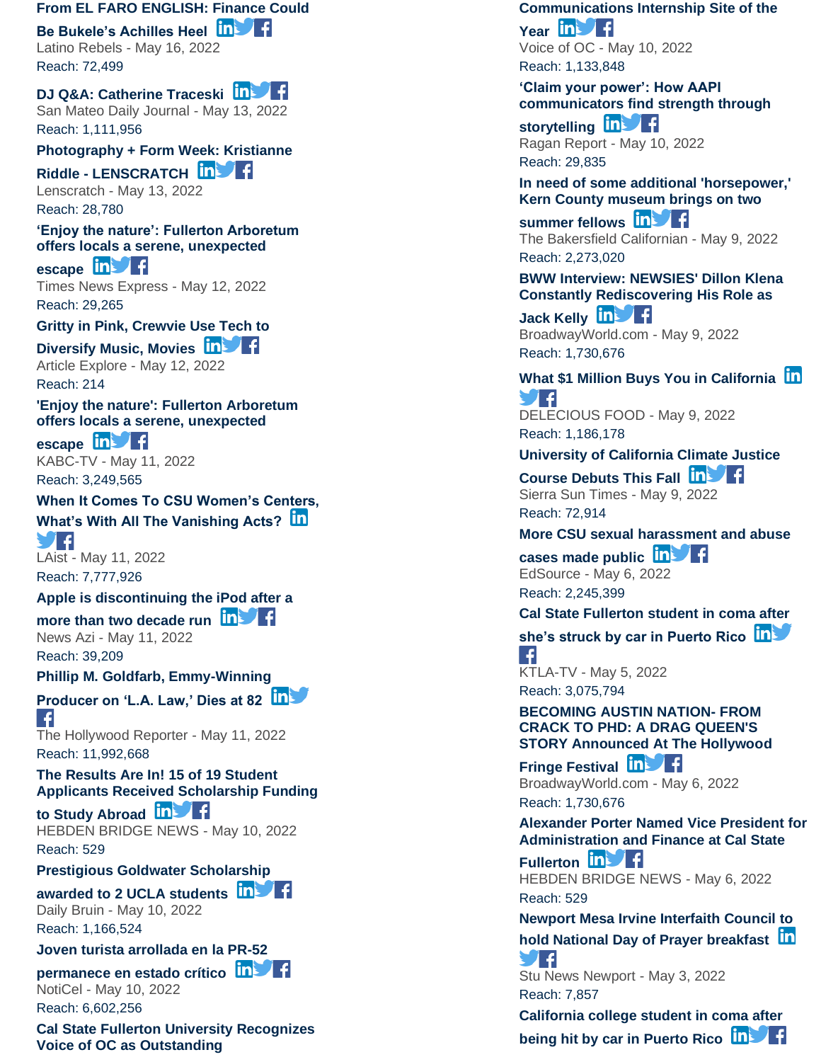**From EL FARO ENGLISH: Finance Could Be Bukele's Achilles Heel**
Latino Rebels - May 16, 2022
Reach: 72,499

**DJ Q&A: Catherine Traceski**
San Mateo Daily Journal - May 13, 2022
Reach: 1,111,956

**Photography + Form Week: Kristianne Riddle - LENSCRATCH**
Lenscratch - May 13, 2022
Reach: 28,780

**'Enjoy the nature': Fullerton Arboretum offers locals a serene, unexpected escape**
Times News Express - May 12, 2022
Reach: 29,265

**Gritty in Pink, Crewvie Use Tech to Diversify Music, Movies**
Article Explore - May 12, 2022
Reach: 214

**'Enjoy the nature': Fullerton Arboretum offers locals a serene, unexpected escape**
KABC-TV - May 11, 2022
Reach: 3,249,565

**When It Comes To CSU Women's Centers, What's With All The Vanishing Acts?**
LAist - May 11, 2022
Reach: 7,777,926

**Apple is discontinuing the iPod after a more than two decade run**
News Azi - May 11, 2022
Reach: 39,209

**Phillip M. Goldfarb, Emmy-Winning Producer on 'L.A. Law,' Dies at 82**
The Hollywood Reporter - May 11, 2022
Reach: 11,992,668

**The Results Are In! 15 of 19 Student Applicants Received Scholarship Funding to Study Abroad**
HEBDEN BRIDGE NEWS - May 10, 2022
Reach: 529

**Prestigious Goldwater Scholarship awarded to 2 UCLA students**
Daily Bruin - May 10, 2022
Reach: 1,166,524

**Joven turista arrollada en la PR-52 permanece en estado crítico**
NotiCel - May 10, 2022
Reach: 6,602,256

**Cal State Fullerton University Recognizes Voice of OC as Outstanding Communications Internship Site of the Year**
Voice of OC - May 10, 2022
Reach: 1,133,848

**'Claim your power': How AAPI communicators find strength through storytelling**
Ragan Report - May 10, 2022
Reach: 29,835

**In need of some additional 'horsepower,' Kern County museum brings on two summer fellows**
The Bakersfield Californian - May 9, 2022
Reach: 2,273,020

**BWW Interview: NEWSIES' Dillon Klena Constantly Rediscovering His Role as Jack Kelly**
BroadwayWorld.com - May 9, 2022
Reach: 1,730,676

**What $1 Million Buys You in California**
DELECIOUS FOOD - May 9, 2022
Reach: 1,186,178

**University of California Climate Justice Course Debuts This Fall**
Sierra Sun Times - May 9, 2022
Reach: 72,914

**More CSU sexual harassment and abuse cases made public**
EdSource - May 6, 2022
Reach: 2,245,399

**Cal State Fullerton student in coma after she's struck by car in Puerto Rico**
KTLA-TV - May 5, 2022
Reach: 3,075,794

**BECOMING AUSTIN NATION- FROM CRACK TO PHD: A DRAG QUEEN'S STORY Announced At The Hollywood Fringe Festival**
BroadwayWorld.com - May 6, 2022
Reach: 1,730,676

**Alexander Porter Named Vice President for Administration and Finance at Cal State Fullerton**
HEBDEN BRIDGE NEWS - May 6, 2022
Reach: 529

**Newport Mesa Irvine Interfaith Council to hold National Day of Prayer breakfast**
Stu News Newport - May 3, 2022
Reach: 7,857

**California college student in coma after being hit by car in Puerto Rico**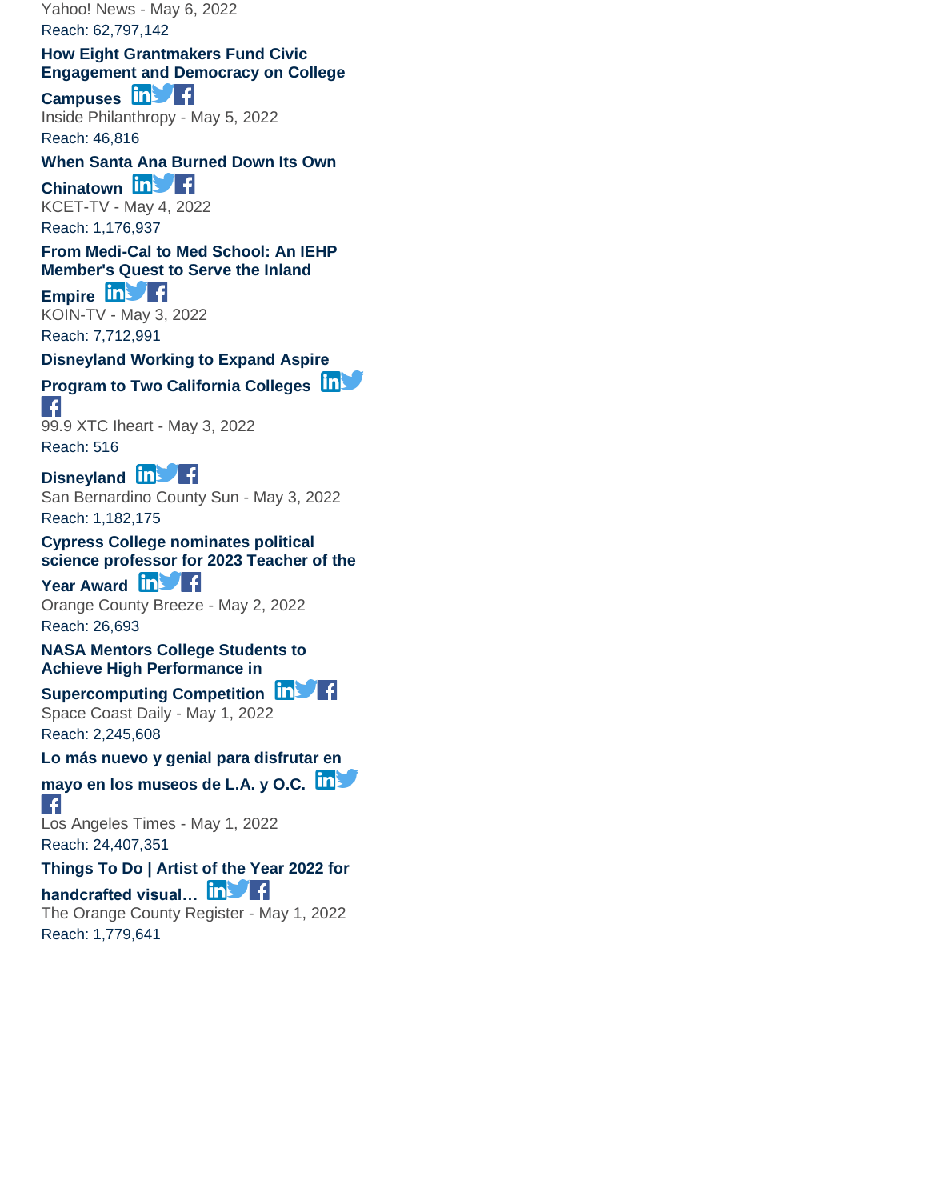Yahoo! News - May 6, 2022
Reach: 62,797,142

**How Eight Grantmakers Fund Civic Engagement and Democracy on College Campuses**
Inside Philanthropy - May 5, 2022
Reach: 46,816

**When Santa Ana Burned Down Its Own Chinatown**
KCET-TV - May 4, 2022
Reach: 1,176,937

**From Medi-Cal to Med School: An IEHP Member's Quest to Serve the Inland Empire**
KOIN-TV - May 3, 2022
Reach: 7,712,991

**Disneyland Working to Expand Aspire Program to Two California Colleges**
99.9 XTC Iheart - May 3, 2022
Reach: 516

**Disneyland**
San Bernardino County Sun - May 3, 2022
Reach: 1,182,175

**Cypress College nominates political science professor for 2023 Teacher of the Year Award**
Orange County Breeze - May 2, 2022
Reach: 26,693

**NASA Mentors College Students to Achieve High Performance in Supercomputing Competition**
Space Coast Daily - May 1, 2022
Reach: 2,245,608

**Lo más nuevo y genial para disfrutar en mayo en los museos de L.A. y O.C.**
Los Angeles Times - May 1, 2022
Reach: 24,407,351

**Things To Do | Artist of the Year 2022 for handcrafted visual…**
The Orange County Register - May 1, 2022
Reach: 1,779,641